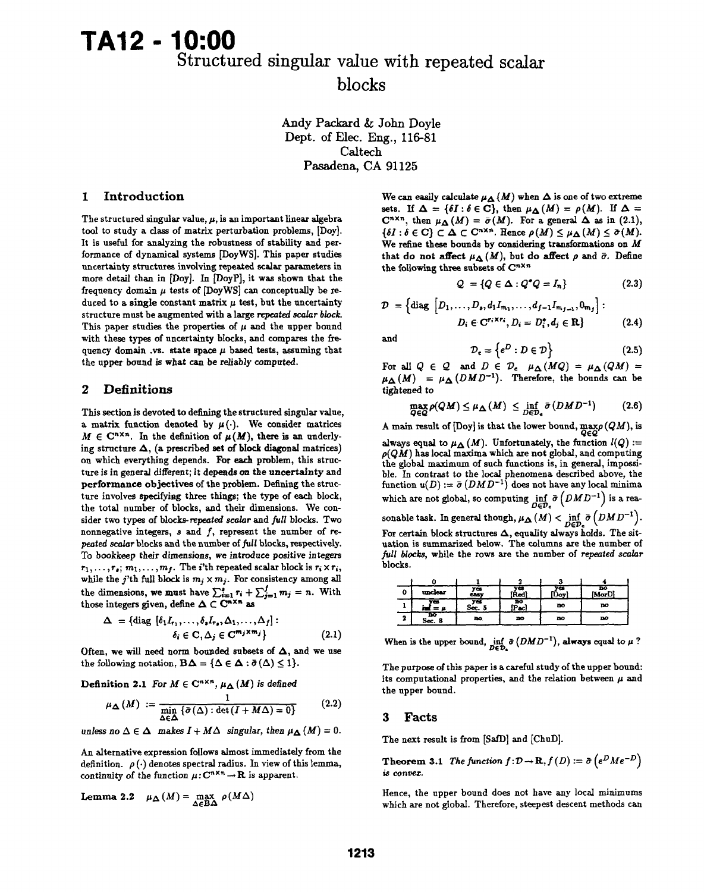# TA12 - 10:00

# Structured singular value with repeated scalar blocks

Andy Packard & John Doyle
Dept. of Elec. Eng., 116-81
Caltech
Pasadena, CA 91125

## 1 Introduction

The structured singular value, $\mu$, is an important linear algebra tool to study a class of matrix perturbation problems, [Doy]. It is useful for analyzing the robustness of stability and performance of dynamical systems [DoyWS]. This paper studies uncertainty structures involving repeated scalar parameters in more detail than in [Doy]. In [DoyP], it was shown that the frequency domain $\mu$ tests of [DoyWS] can conceptually be reduced to a **single** constant matrix $\mu$ test, but the uncertainty structure must be augmented with a large *repeated scalar block*. This paper studies the properties of $\mu$ and the upper bound with these types of uncertainty blocks, and compares the frequency domain .vs. state space $\mu$ based tests, assuming that the upper bound is what can be reliably computed.

## 2 Definitions

This section is devoted to defining the structured singular value, a matrix function denoted by $\mu(\cdot)$. We consider matrices $M \in \mathbf{C}^{n \times n}$. In the definition of $\mu(M)$, there is an underlying structure $\Delta$, (a prescribed set of block diagonal matrices) on which everything depends. For each problem, this structure is in general different; it depends on the uncertainty and performance objectives of the problem. Defining the structure involves specifying three things; the type of each block, the total number of blocks, and their dimensions. We consider two types of blocks- *repeated scalar* and *full* blocks. Two nonnegative integers, $s$ and $f$, represent the number of *repeated scalar* blocks and the number of *full* blocks, respectively. To bookkeep their dimensions, we introduce positive integers $r_1, \ldots, r_s$; $m_1, \ldots, m_f$. The i'th repeated scalar block is $r_i \times r_i$, while the j'th full block is $m_j \times m_j$. For consistency among all the dimensions, we must have $\sum_{i=1}^{s} r_i + \sum_{j=1}^{f} m_j = n$. With those integers given, define $\Delta \subset \mathbf{C}^{n \times n}$ as

$$\Delta = \{\text{diag}\,[\delta_1 I_{r_1}, \ldots, \delta_s I_{r_s}, \Delta_1, \ldots, \Delta_f] : \delta_i \in \mathbf{C}, \Delta_j \in \mathbf{C}^{m_j \times m_j}\} \tag{2.1}$$

Often, we will need norm bounded subsets of $\Delta$, and we use the following notation, $\mathbf{B}\Delta = \{\Delta \in \Delta : \bar{\sigma}(\Delta) \leq 1\}$.

**Definition 2.1** *For $M \in \mathbf{C}^{n \times n}$, $\mu_\Delta(M)$ is defined*

$$\mu_\Delta(M) := \frac{1}{\min_{\Delta \in \Delta} \{\bar{\sigma}(\Delta) : \det(I + M\Delta) = 0\}} \tag{2.2}$$

*unless no $\Delta \in \Delta$ makes $I + M\Delta$ singular, then $\mu_\Delta(M) = 0$.*

An alternative expression follows almost immediately from the definition. $\rho(\cdot)$ denotes spectral radius. In view of this lemma, continuity of the function $\mu : \mathbf{C}^{n \times n} \to \mathbf{R}$ is apparent.

**Lemma 2.2** $\mu_\Delta(M) = \max_{\Delta \in \mathbf{B}\Delta} \rho(M\Delta)$

We can easily calculate $\mu_\Delta(M)$ when $\Delta$ is one of two extreme sets. If $\Delta = \{\delta I : \delta \in \mathbf{C}\}$, then $\mu_\Delta(M) = \rho(M)$. If $\Delta = \mathbf{C}^{n \times n}$, then $\mu_\Delta(M) = \bar{\sigma}(M)$. For a general $\Delta$ as in (2.1), $\{\delta I : \delta \in \mathbf{C}\} \subset \Delta \subset \mathbf{C}^{n \times n}$. Hence $\rho(M) \leq \mu_\Delta(M) \leq \bar{\sigma}(M)$. We refine these bounds by considering transformations on $M$ that do not affect $\mu_\Delta(M)$, but do affect $\rho$ and $\bar{\sigma}$. Define the following three subsets of $\mathbf{C}^{n \times n}$

$$\mathcal{Q} = \{Q \in \Delta : Q^* Q = I_n\} \tag{2.3}$$

$$\mathcal{D} = \left\{\text{diag}\left[D_1, \ldots, D_s, d_1 I_{m_1}, \ldots, d_{f-1} I_{m_{f-1}}, 0_{m_f}\right] : D_i \in \mathbf{C}^{r_i \times r_i}, D_i = D_i^*, d_j \in \mathbf{R}\right\} \tag{2.4}$$

and

$$\mathcal{D}_e = \left\{e^D : D \in \mathcal{D}\right\} \tag{2.5}$$

For all $Q \in \mathcal{Q}$ and $D \in \mathcal{D}_e$ $\mu_\Delta(MQ) = \mu_\Delta(QM) = \mu_\Delta(M) = \mu_\Delta(DMD^{-1})$. Therefore, the bounds can be tightened to

$$\max_{Q \in \mathcal{Q}} \rho(QM) \leq \mu_\Delta(M) \leq \inf_{D \in \mathcal{D}_e} \bar{\sigma}(DMD^{-1}) \tag{2.6}$$

A main result of [Doy] is that the lower bound, $\max_{Q \in \mathcal{Q}} \rho(QM)$, is always equal to $\mu_\Delta(M)$. Unfortunately, the function $l(Q) := \rho(QM)$ has local maxima which are **not** global, and computing the global maximum of such functions is, in general, impossible. In contrast to the local phenomena described above, the function $u(D) := \bar{\sigma}(DMD^{-1})$ does not have any local minima which are not global, so computing $\inf_{D \in \mathcal{D}_e} \bar{\sigma}(DMD^{-1})$ is a reasonable task. In general though, $\mu_\Delta(M) < \inf_{D \in \mathcal{D}_e} \bar{\sigma}(DMD^{-1})$. For certain block structures $\Delta$, equality always holds. The situation is summarized below. The columns are the number of *full blocks*, while the rows are the number of *repeated scalar* blocks.

| | 0 | 1 | 2 | 3 | 4 |
|---|---|---|---|---|---|
| 0 | unclear | yes easy | yes [Red] | yes [Doy] | no [MorD] |
| 1 | yes inf = $\mu$ | yes Sec. 5 | no [Pac] | no | no |
| 2 | no Sec. 8 | no | no | no | no |

When is the upper bound, $\inf_{D \in \mathcal{D}_e} \bar{\sigma}(DMD^{-1})$, always equal to $\mu$?

The purpose of this paper is a careful study of the upper bound: its computational properties, and the relation between $\mu$ and the upper bound.

## 3 Facts

The next result is from [SafD] and [ChuD].

**Theorem 3.1** *The function $f : \mathcal{D} \to \mathbf{R}$, $f(D) := \bar{\sigma}(e^D M e^{-D})$ is convex.*

Hence, the upper bound does not have any local minimums which are not global. Therefore, steepest descent methods can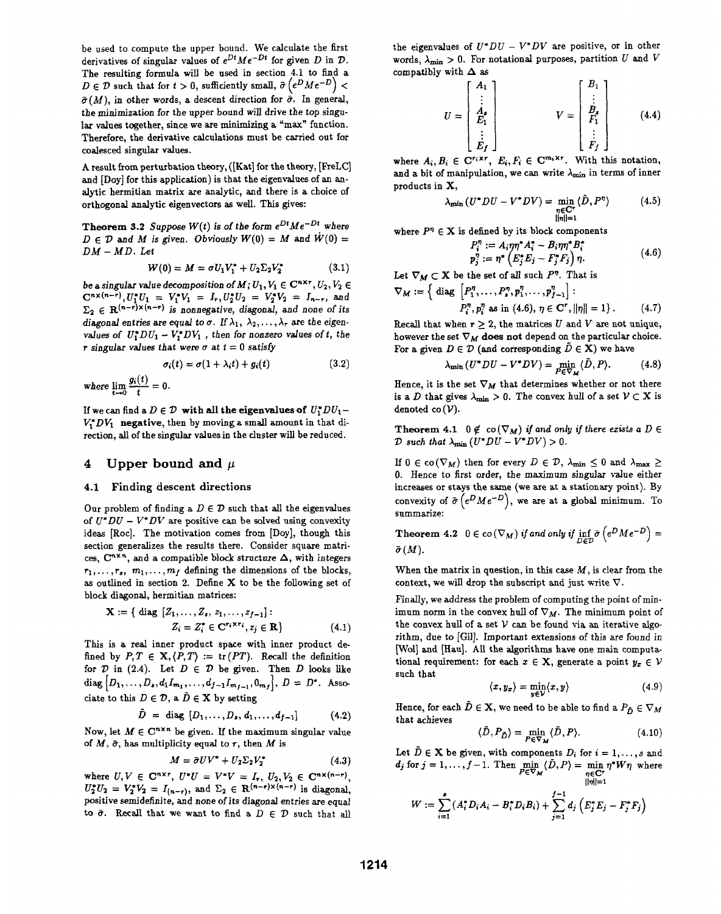be used to compute the upper bound. We calculate the first derivatives of singular values of $e^{Dt}Me^{-Dt}$ for given $D$ in $\mathcal{D}$. The resulting formula will be used in section 4.1 to find a $D \in \mathcal{D}$ such that for $t > 0$, sufficiently small, $\bar{\sigma}\left(e^{D}Me^{-D}\right) < \bar{\sigma}(M)$, in other words, a descent direction for $\bar{\sigma}$. In general, the minimization for the upper bound will drive the top singular values together, since we are minimizing a "max" function. Therefore, the derivative calculations must be carried out for coalesced singular values.

A result from perturbation theory, ([Kat] for the theory, [FreLC] and [Doy] for this application) is that the eigenvalues of an analytic hermitian matrix are analytic, and there is a choice of orthogonal analytic eigenvectors as well. This gives:

**Theorem 3.2** *Suppose $W(t)$ is of the form $e^{Dt}Me^{-Dt}$ where $D \in \mathcal{D}$ and $M$ is given. Obviously $W(0) = M$ and $\dot{W}(0) = DM - MD$. Let*

$$W(0) = M = \sigma U_1 V_1^* + U_2 \Sigma_2 V_2^* \tag{3.1}$$

*be a singular value decomposition of $M$; $U_1, V_1 \in \mathbf{C}^{n \times r}$, $U_2, V_2 \in \mathbf{C}^{n \times (n-r)}$, $U_1^* U_1 = V_1^* V_1 = I_r$, $U_2^* U_2 = V_2^* V_2 = I_{n-r}$, and $\Sigma_2 \in \mathbf{R}^{(n-r)\times(n-r)}$ is nonnegative, diagonal, and none of its diagonal entries are equal to $\sigma$. If $\lambda_1, \lambda_2, \ldots, \lambda_r$ are the eigenvalues of $U_1^* D U_1 - V_1^* D V_1$ , then for nonzero values of $t$, the $r$ singular values that were $\sigma$ at $t = 0$ satisfy*

$$\sigma_i(t) = \sigma(1 + \lambda_i t) + g_i(t) \tag{3.2}$$

*where $\lim_{t \to 0} \frac{g_i(t)}{t} = 0$.*

If we can find a $D \in \mathcal{D}$ **with all the eigenvalues of $U_1^* D U_1 - V_1^* D V_1$ negative**, then by moving a small amount in that direction, all of the singular values in the cluster will be reduced.

## 4 Upper bound and $\mu$

### 4.1 Finding descent directions

Our problem of finding a $D \in \mathcal{D}$ such that all the eigenvalues of $U^*DU - V^*DV$ are positive can be solved using convexity ideas [Roc]. The motivation comes from [Doy], though this section generalizes the results there. Consider square matrices, $\mathbf{C}^{n \times n}$, and a compatible block structure $\Delta$, with integers $r_1, \ldots, r_s$, $m_1, \ldots, m_f$ defining the dimensions of the blocks, as outlined in section 2. Define $\mathbf{X}$ to be the following set of block diagonal, hermitian matrices:

$$\mathbf{X} := \{ \text{ diag } [Z_1, \ldots, Z_s, z_1, \ldots, z_{f-1}] : \\ Z_i = Z_i^* \in \mathbf{C}^{r_i \times r_i}, z_j \in \mathbf{R}\} \tag{4.1}$$

This is a real inner product space with inner product defined by $P, T \in \mathbf{X}, \langle P, T \rangle := \text{tr}(PT)$. Recall the definition for $\mathcal{D}$ in (2.4). Let $D \in \mathcal{D}$ be given. Then $D$ looks like $\text{diag}\left[D_1, \ldots, D_s, d_1 I_{m_1}, \ldots, d_{f-1} I_{m_{f-1}}, 0_{m_f}\right]$, $D = D^*$. Associate to this $D \in \mathcal{D}$, a $\tilde{D} \in \mathbf{X}$ by setting

$$\tilde{D} = \text{diag } [D_1, \ldots, D_s, d_1, \ldots, d_{f-1}] \tag{4.2}$$

Now, let $M \in \mathbf{C}^{n \times n}$ be given. If the maximum singular value of $M$, $\bar{\sigma}$, has multiplicity equal to $r$, then $M$ is

$$M = \bar{\sigma} U V^* + U_2 \Sigma_2 V_2^* \tag{4.3}$$

where $U, V \in \mathbf{C}^{n \times r}$, $U^*U = V^*V = I_r$, $U_2, V_2 \in \mathbf{C}^{n \times (n-r)}$, $U_2^* U_2 = V_2^* V_2 = I_{(n-r)}$, and $\Sigma_2 \in \mathbf{R}^{(n-r)\times(n-r)}$ is diagonal, positive semidefinite, and none of its diagonal entries are equal to $\bar{\sigma}$. Recall that we want to find a $D \in \mathcal{D}$ such that all the eigenvalues of $U^*DU - V^*DV$ are positive, or in other words, $\lambda_{\min} > 0$. For notational purposes, partition $U$ and $V$ compatibly with $\Delta$ as

$$U = \begin{bmatrix} A_1 \\ \vdots \\ A_s \\ E_1 \\ \vdots \\ E_f \end{bmatrix} \qquad V = \begin{bmatrix} B_1 \\ \vdots \\ B_s \\ F_1 \\ \vdots \\ F_f \end{bmatrix} \tag{4.4}$$

where $A_i, B_i \in \mathbf{C}^{r_i \times r}$, $E_i, F_i \in \mathbf{C}^{m_i \times r}$. With this notation, and a bit of manipulation, we can write $\lambda_{\min}$ in terms of inner products in $\mathbf{X}$,

$$\lambda_{\min}(U^*DU - V^*DV) = \min_{\substack{\eta \in \mathbf{C}^r \\ \|\eta\|=1}} \langle \tilde{D}, P^\eta \rangle \tag{4.5}$$

where $P^\eta \in \mathbf{X}$ is defined by its block components

$$P_i^\eta := A_i \eta \eta^* A_i^* - B_i \eta \eta^* B_i^* \\ p_j^\eta := \eta^* \left(E_j^* E_j - F_j^* F_j\right) \eta. \tag{4.6}$$

Let $\nabla_M \subset \mathbf{X}$ be the set of all such $P^\eta$. That is

$$\nabla_M := \left\{ \text{ diag } \left[P_1^\eta, \ldots, P_s^\eta, p_1^\eta, \ldots, p_{f-1}^\eta\right] : \\ P_i^\eta, p_i^\eta \text{ as in (4.6)}, \eta \in \mathbf{C}^r, \|\eta\| = 1 \right\}. \tag{4.7}$$

Recall that when $r \geq 2$, the matrices $U$ and $V$ are not unique, however the set $\nabla_M$ **does not** depend on the particular choice. For a given $D \in \mathcal{D}$ (and corresponding $\tilde{D} \in \mathbf{X}$) we have

$$\lambda_{\min}(U^*DU - V^*DV) = \min_{P \in \nabla_M} \langle \tilde{D}, P \rangle. \tag{4.8}$$

Hence, it is the set $\nabla_M$ that determines whether or not there is a $D$ that gives $\lambda_{\min} > 0$. The convex hull of a set $\mathcal{V} \subset \mathbf{X}$ is denoted $\text{co}(\mathcal{V})$.

**Theorem 4.1** *$0 \notin \text{co}(\nabla_M)$ if and only if there exists a $D \in \mathcal{D}$ such that $\lambda_{\min}(U^*DU - V^*DV) > 0$.*

If $0 \in \text{co}(\nabla_M)$ then for every $D \in \mathcal{D}$, $\lambda_{\min} \leq 0$ and $\lambda_{\max} \geq 0$. Hence to first order, the maximum singular value either increases or stays the same (we are at a stationary point). By convexity of $\bar{\sigma}\left(e^D M e^{-D}\right)$, we are at a global minimum. To summarize:

**Theorem 4.2** *$0 \in \text{co}(\nabla_M)$ if and only if $\inf_{D \in \mathcal{D}} \bar{\sigma}\left(e^D M e^{-D}\right) = \bar{\sigma}(M)$.*

When the matrix in question, in this case $M$, is clear from the context, we will drop the subscript and just write $\nabla$.

Finally, we address the problem of computing the point of minimum norm in the convex hull of $\nabla_M$. The minimum point of the convex hull of a set $\mathcal{V}$ can be found via an iterative algorithm, due to [Gil]. Important extensions of this are found in [Wol] and [Hau]. All the algorithms have one main computational requirement: for each $x \in \mathbf{X}$, generate a point $y_x \in \mathcal{V}$ such that

$$\langle x, y_x \rangle = \min_{y \in \mathcal{V}} \langle x, y \rangle \tag{4.9}$$

Hence, for each $\tilde{D} \in \mathbf{X}$, we need to be able to find a $P_{\tilde{D}} \in \nabla_M$ that achieves

$$\langle \tilde{D}, P_{\tilde{D}} \rangle = \min_{P \in \nabla_M} \langle \tilde{D}, P \rangle. \tag{4.10}$$

Let $\tilde{D} \in \mathbf{X}$ be given, with components $D_i$ for $i = 1, \ldots, s$ and $d_j$ for $j = 1, \ldots, f-1$. Then $\min_{P \in \nabla_M} \langle \tilde{D}, P \rangle = \min_{\substack{\eta \in \mathbf{C}^r \\ \|\eta\|=1}} \eta^* W \eta$ where

$$W := \sum_{i=1}^{s} (A_i^* D_i A_i - B_i^* D_i B_i) + \sum_{j=1}^{f-1} d_j \left(E_j^* E_j - F_j^* F_j\right)$$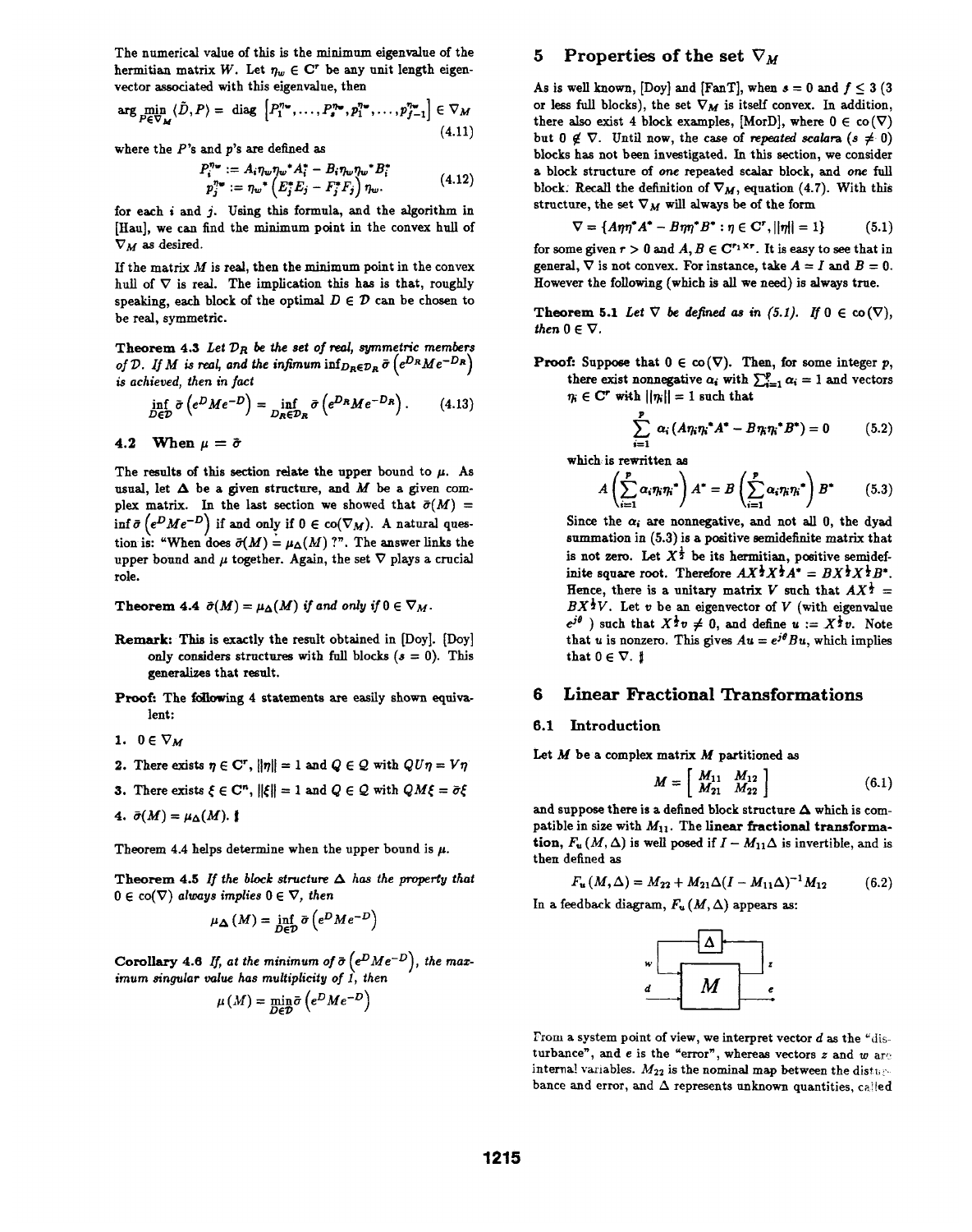The numerical value of this is the minimum eigenvalue of the hermitian matrix $W$. Let $\eta_w \in \mathbf{C}^r$ be any unit length eigenvector associated with this eigenvalue, then

$$\arg\min_{P \in \nabla_M} \langle \tilde{D}, P \rangle = \operatorname{diag}\left[P_1^{\eta_w}, \ldots, P_s^{\eta_w}, p_1^{\eta_w}, \ldots, p_{f-1}^{\eta_w}\right] \in \nabla_M \tag{4.11}$$

where the $P$'s and $p$'s are defined as

$$\begin{aligned} P_i^{\eta_w} &:= A_i \eta_w \eta_w^* A_i^* - B_i \eta_w \eta_w^* B_i^* \\ p_j^{\eta_w} &:= \eta_w^* \left(E_j^* E_j - F_j^* F_j\right) \eta_w. \end{aligned} \tag{4.12}$$

for each $i$ and $j$. Using this formula, and the algorithm in [Hau], we can find the minimum point in the convex hull of $\nabla_M$ as desired.

If the matrix $M$ is real, then the minimum point in the convex hull of $\nabla$ is real. The implication this has is that, roughly speaking, each block of the optimal $D \in \mathcal{D}$ can be chosen to be real, symmetric.

**Theorem 4.3** *Let $\mathcal{D}_R$ be the set of real, symmetric members of $\mathcal{D}$. If $M$ is real, and the infimum $\inf_{D_R \in \mathcal{D}_R} \bar{\sigma}\left(e^{D_R} M e^{-D_R}\right)$ is achieved, then in fact*

$$\inf_{D \in \mathcal{D}} \bar{\sigma}\left(e^{D} M e^{-D}\right) = \inf_{D_R \in \mathcal{D}_R} \bar{\sigma}\left(e^{D_R} M e^{-D_R}\right). \tag{4.13}$$

### 4.2 When $\mu = \bar{\sigma}$

The results of this section relate the upper bound to $\mu$. As usual, let $\Delta$ be a given structure, and $M$ be a given complex matrix. In the last section we showed that $\bar{\sigma}(M) = \inf \bar{\sigma}\left(e^D M e^{-D}\right)$ if and only if $0 \in \operatorname{co}(\nabla_M)$. A natural question is: "When does $\bar{\sigma}(M) = \mu_\Delta(M)$ ?". The answer links the upper bound and $\mu$ together. Again, the set $\nabla$ plays a crucial role.

**Theorem 4.4** *$\bar{\sigma}(M) = \mu_\Delta(M)$ if and only if $0 \in \nabla_M$.*

**Remark:** This is exactly the result obtained in [Doy]. [Doy] only considers structures with full blocks ($s = 0$). This generalizes that result.

**Proof:** The following 4 statements are easily shown equivalent:

1. $0 \in \nabla_M$
2. There exists $\eta \in \mathbf{C}^r$, $\|\eta\| = 1$ and $Q \in \mathcal{Q}$ with $QU\eta = V\eta$
3. There exists $\xi \in \mathbf{C}^n$, $\|\xi\| = 1$ and $Q \in \mathcal{Q}$ with $QM\xi = \bar{\sigma}\xi$
4. $\bar{\sigma}(M) = \mu_\Delta(M)$. ∎

Theorem 4.4 helps determine when the upper bound is $\mu$.

**Theorem 4.5** *If the block structure $\Delta$ has the property that $0 \in \operatorname{co}(\nabla)$ always implies $0 \in \nabla$, then*

$$\mu_\Delta(M) = \inf_{D \in \mathcal{D}} \bar{\sigma}\left(e^D M e^{-D}\right)$$

**Corollary 4.6** *If, at the minimum of $\bar{\sigma}\left(e^D M e^{-D}\right)$, the maximum singular value has multiplicity of 1, then*

$$\mu(M) = \min_{D \in \mathcal{D}} \bar{\sigma}\left(e^D M e^{-D}\right)$$

## 5 Properties of the set $\nabla_M$

As is well known, [Doy] and [FanT], when $s = 0$ and $f \leq 3$ (3 or less full blocks), the set $\nabla_M$ is itself convex. In addition, there also exist 4 block examples, [MorD], where $0 \in \operatorname{co}(\nabla)$ but $0 \notin \nabla$. Until now, the case of *repeated scalars* ($s \neq 0$) blocks has not been investigated. In this section, we consider a block structure of *one* repeated scalar block, and *one* full block. Recall the definition of $\nabla_M$, equation (4.7). With this structure, the set $\nabla_M$ will always be of the form

$$\nabla = \{A\eta\eta^* A^* - B\eta\eta^* B^* : \eta \in \mathbf{C}^r, \|\eta\| = 1\} \tag{5.1}$$

for some given $r > 0$ and $A, B \in \mathbf{C}^{r_1 \times r}$. It is easy to see that in general, $\nabla$ is not convex. For instance, take $A = I$ and $B = 0$. However the following (which is all we need) is always true.

**Theorem 5.1** *Let $\nabla$ be defined as in (5.1). If $0 \in \operatorname{co}(\nabla)$, then $0 \in \nabla$.*

**Proof:** Suppose that $0 \in \operatorname{co}(\nabla)$. Then, for some integer $p$, there exist nonnegative $\alpha_i$ with $\sum_{i=1}^p \alpha_i = 1$ and vectors $\eta_i \in \mathbf{C}^r$ with $\|\eta_i\| = 1$ such that

$$\sum_{i=1}^p \alpha_i \left(A\eta_i\eta_i^* A^* - B\eta_i\eta_i^* B^*\right) = 0 \tag{5.2}$$

which is rewritten as

$$A\left(\sum_{i=1}^p \alpha_i \eta_i \eta_i^*\right) A^* = B\left(\sum_{i=1}^p \alpha_i \eta_i \eta_i^*\right) B^* \tag{5.3}$$

Since the $\alpha_i$ are nonnegative, and not all 0, the dyad summation in (5.3) is a positive semidefinite matrix that is not zero. Let $X^{\frac{1}{2}}$ be its hermitian, positive semidefinite square root. Therefore $AX^{\frac{1}{2}}X^{\frac{1}{2}}A^* = BX^{\frac{1}{2}}X^{\frac{1}{2}}B^*$. Hence, there is a unitary matrix $V$ such that $AX^{\frac{1}{2}} = BX^{\frac{1}{2}}V$. Let $v$ be an eigenvector of $V$ (with eigenvalue $e^{j\theta}$) such that $X^{\frac{1}{2}}v \neq 0$, and define $u := X^{\frac{1}{2}}v$. Note that $u$ is nonzero. This gives $Au = e^{j\theta}Bu$, which implies that $0 \in \nabla$. ∎

## 6 Linear Fractional Transformations

### 6.1 Introduction

Let $M$ be a complex matrix $M$ partitioned as

$$M = \begin{bmatrix} M_{11} & M_{12} \\ M_{21} & M_{22} \end{bmatrix} \tag{6.1}$$

and suppose there is a defined block structure $\Delta$ which is compatible in size with $M_{11}$. The **linear fractional transformation**, $F_u(M, \Delta)$ is well posed if $I - M_{11}\Delta$ is invertible, and is then defined as

$$F_u(M, \Delta) = M_{22} + M_{21}\Delta(I - M_{11}\Delta)^{-1}M_{12} \tag{6.2}$$

In a feedback diagram, $F_u(M, \Delta)$ appears as:

Δ

w z

d M e

From a system point of view, we interpret vector $d$ as the "disturbance", and $e$ is the "error", whereas vectors $z$ and $w$ are internal variables. $M_{22}$ is the nominal map between the disturbance and error, and $\Delta$ represents unknown quantities, called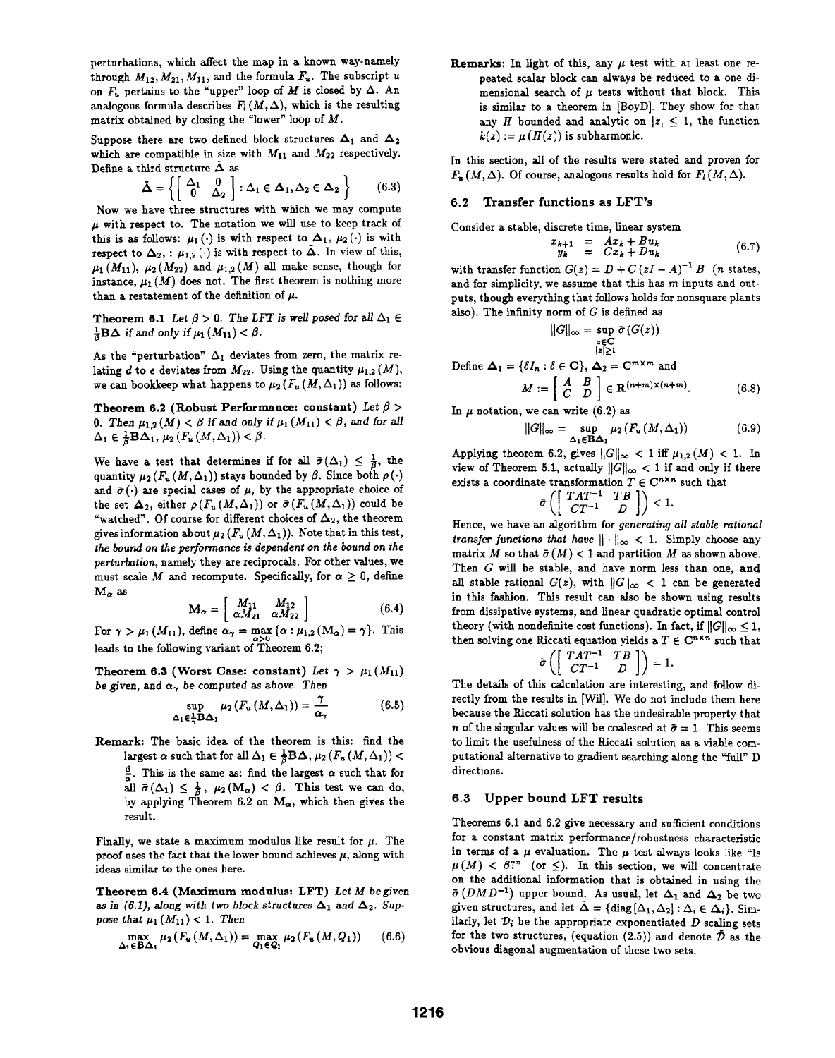perturbations, which affect the map in a known way-namely through $M_{12}, M_{21}, M_{11}$, and the formula $F_u$. The subscript $u$ on $F_u$ pertains to the "upper" loop of $M$ is closed by $\Delta$. An analogous formula describes $F_l(M, \Delta)$, which is the resulting matrix obtained by closing the "lower" loop of $M$.

Suppose there are two defined block structures $\mathbf{\Delta}_1$ and $\mathbf{\Delta}_2$ which are compatible in size with $M_{11}$ and $M_{22}$ respectively. Define a third structure $\tilde{\mathbf{\Delta}}$ as

$$\tilde{\mathbf{\Delta}} = \left\{ \begin{bmatrix} \Delta_1 & 0 \\ 0 & \Delta_2 \end{bmatrix} : \Delta_1 \in \mathbf{\Delta}_1, \Delta_2 \in \mathbf{\Delta}_2 \right\} \tag{6.3}$$

Now we have three structures with which we may compute $\mu$ with respect to. The notation we will use to keep track of this is as follows: $\mu_1(\cdot)$ is with respect to $\mathbf{\Delta}_1$, $\mu_2(\cdot)$ is with respect to $\mathbf{\Delta}_2$, : $\mu_{1,2}(\cdot)$ is with respect to $\tilde{\mathbf{\Delta}}$. In view of this, $\mu_1(M_{11})$, $\mu_2(M_{22})$ and $\mu_{1,2}(M)$ all make sense, though for instance, $\mu_1(M)$ does not. The first theorem is nothing more than a restatement of the definition of $\mu$.

**Theorem 6.1** *Let $\beta > 0$. The LFT is well posed for all $\Delta_1 \in \frac{1}{\beta}\mathbf{B\Delta}$ if and only if $\mu_1(M_{11}) < \beta$.*

As the "perturbation" $\Delta_1$ deviates from zero, the matrix relating $d$ to $e$ deviates from $M_{22}$. Using the quantity $\mu_{1,2}(M)$, we can bookkeep what happens to $\mu_2(F_u(M, \Delta_1))$ as follows:

**Theorem 6.2 (Robust Performance: constant)** *Let $\beta > 0$. Then $\mu_{1,2}(M) < \beta$ if and only if $\mu_1(M_{11}) < \beta$, and for all $\Delta_1 \in \frac{1}{\beta}\mathbf{B\Delta}_1$, $\mu_2(F_u(M, \Delta_1)) < \beta$.*

We have a test that determines if for all $\bar{\sigma}(\Delta_1) \leq \frac{1}{\beta}$, the quantity $\mu_2(F_u(M, \Delta_1))$ stays bounded by $\beta$. Since both $\rho(\cdot)$ and $\bar{\sigma}(\cdot)$ are special cases of $\mu$, by the appropriate choice of the set $\mathbf{\Delta}_2$, either $\rho(F_u(M, \Delta_1))$ or $\bar{\sigma}(F_u(M, \Delta_1))$ could be "watched". Of course for different choices of $\mathbf{\Delta}_2$, the theorem gives information about $\mu_2(F_u(M, \Delta_1))$. Note that in this test, *the bound on the performance is dependent on the bound on the perturbation*, namely they are reciprocals. For other values, we must scale $M$ and recompute. Specifically, for $\alpha \geq 0$, define $\mathbf{M}_\alpha$ as

$$\mathbf{M}_\alpha = \begin{bmatrix} M_{11} & M_{12} \\ \alpha M_{21} & \alpha M_{22} \end{bmatrix} \tag{6.4}$$

For $\gamma > \mu_1(M_{11})$, define $\alpha_\gamma = \max_{\alpha > 0} \{\alpha : \mu_{1,2}(\mathbf{M}_\alpha) = \gamma\}$. This leads to the following variant of Theorem 6.2;

**Theorem 6.3 (Worst Case: constant)** *Let $\gamma > \mu_1(M_{11})$ be given, and $\alpha_\gamma$ be computed as above. Then*

$$\sup_{\Delta_1 \in \frac{1}{\gamma}\mathbf{B\Delta}_1} \mu_2(F_u(M, \Delta_1)) = \frac{\gamma}{\alpha_\gamma} \tag{6.5}$$

**Remark:** The basic idea of the theorem is this: find the largest $\alpha$ such that for all $\Delta_1 \in \frac{1}{\beta}\mathbf{B\Delta}$, $\mu_2(F_u(M, \Delta_1)) < \frac{\beta}{\alpha}$. This is the same as: find the largest $\alpha$ such that for all $\bar{\sigma}(\Delta_1) \leq \frac{1}{\beta}$, $\mu_2(\mathbf{M}_\alpha) < \beta$. This test we can do, by applying Theorem 6.2 on $\mathbf{M}_\alpha$, which then gives the result.

Finally, we state a maximum modulus like result for $\mu$. The proof uses the fact that the lower bound achieves $\mu$, along with ideas similar to the ones here.

**Theorem 6.4 (Maximum modulus: LFT)** *Let $M$ be given as in (6.1), along with two block structures $\mathbf{\Delta}_1$ and $\mathbf{\Delta}_2$. Suppose that $\mu_1(M_{11}) < 1$. Then*

$$\max_{\Delta_1 \in \mathbf{B\Delta}_1} \mu_2(F_u(M, \Delta_1)) = \max_{Q_1 \in \mathcal{Q}_1} \mu_2(F_u(M, Q_1)) \tag{6.6}$$

**Remarks:** In light of this, any $\mu$ test with at least one repeated scalar block can always be reduced to a one dimensional search of $\mu$ tests without that block. This is similar to a theorem in [BoyD]. They show for that any $H$ bounded and analytic on $|z| \leq 1$, the function $k(z) := \mu(H(z))$ is subharmonic.

In this section, all of the results were stated and proven for $F_u(M, \Delta)$. Of course, analogous results hold for $F_l(M, \Delta)$.

## 6.2 Transfer functions as LFT's

Consider a stable, discrete time, linear system

$$\begin{aligned} x_{k+1} &= Ax_k + Bu_k \\ y_k &= Cx_k + Du_k \end{aligned} \tag{6.7}$$

with transfer function $G(z) = D + C(zI - A)^{-1}B$ ($n$ states, and for simplicity, we assume that this has $m$ inputs and outputs, though everything that follows holds for nonsquare plants also). The infinity norm of $G$ is defined as

$$\|G\|_\infty = \sup_{\substack{z \in \mathbf{C} \\ |z| \geq 1}} \bar{\sigma}(G(z))$$

Define $\mathbf{\Delta}_1 = \{\delta I_n : \delta \in \mathbf{C}\}$, $\mathbf{\Delta}_2 = \mathbf{C}^{m \times m}$ and

$$M := \begin{bmatrix} A & B \\ C & D \end{bmatrix} \in \mathbf{R}^{(n+m) \times (n+m)}. \tag{6.8}$$

In $\mu$ notation, we can write (6.2) as

$$\|G\|_\infty = \sup_{\Delta_1 \in \mathbf{B\Delta}_1} \mu_2(F_u(M, \Delta_1)) \tag{6.9}$$

Applying theorem 6.2, gives $\|G\|_\infty < 1$ iff $\mu_{1,2}(M) < 1$. In view of Theorem 5.1, actually $\|G\|_\infty < 1$ if and only if there exists a coordinate transformation $T \in \mathbf{C}^{n \times n}$ such that

$$\bar{\sigma}\left( \begin{bmatrix} TAT^{-1} & TB \\ CT^{-1} & D \end{bmatrix} \right) < 1.$$

Hence, we have an algorithm for *generating all stable rational transfer functions that have* $\|\cdot\|_\infty < 1$. Simply choose any matrix $M$ so that $\bar{\sigma}(M) < 1$ and partition $M$ as shown above. Then $G$ will be stable, and have norm less than one, **and** all stable rational $G(z)$, with $\|G\|_\infty < 1$ can be generated in this fashion. This result can also be shown using results from dissipative systems, and linear quadratic optimal control theory (with nondefinite cost functions). In fact, if $\|G\|_\infty \leq 1$, then solving one Riccati equation yields a $T \in \mathbf{C}^{n \times n}$ such that

$$\bar{\sigma}\left( \begin{bmatrix} TAT^{-1} & TB \\ CT^{-1} & D \end{bmatrix} \right) = 1.$$

The details of this calculation are interesting, and follow directly from the results in [Wil]. We do not include them here because the Riccati solution has the undesirable property that $n$ of the singular values will be coalesced at $\bar{\sigma} = 1$. This seems to limit the usefulness of the Riccati solution as a viable computational alternative to gradient searching along the "full" D directions.

## 6.3 Upper bound LFT results

Theorems 6.1 and 6.2 give necessary and sufficient conditions for a constant matrix performance/robustness characteristic in terms of a $\mu$ evaluation. The $\mu$ test always looks like "Is $\mu(M) < \beta$?" (or $\leq$). In this section, we will concentrate on the additional information that is obtained in using the $\bar{\sigma}(DMD^{-1})$ upper bound. As usual, let $\mathbf{\Delta}_1$ and $\mathbf{\Delta}_2$ be two given structures, and let $\tilde{\mathbf{\Delta}} = \{\text{diag}[\Delta_1, \Delta_2] : \Delta_i \in \mathbf{\Delta}_i\}$. Similarly, let $\mathcal{D}_i$ be the appropriate exponentiated $D$ scaling sets for the two structures, (equation (2.5)) and denote $\tilde{\mathcal{D}}$ as the obvious diagonal augmentation of these two sets.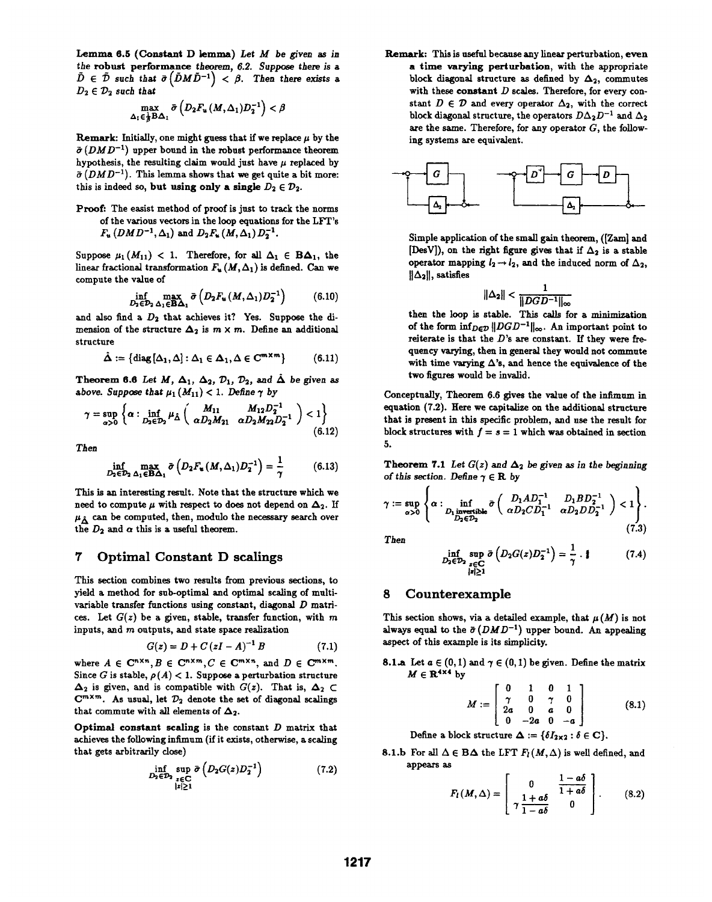**Lemma 6.5 (Constant D lemma)** *Let $M$ be given as in the* **robust performance** *theorem, 6.2. Suppose there is a $\tilde{D} \in \tilde{\mathcal{D}}$ such that $\bar{\sigma}\left(\tilde{D}M\tilde{D}^{-1}\right) < \beta$. Then there exists a $D_2 \in \mathcal{D}_2$ such that*

$$\max_{\Delta_1 \in \frac{1}{\beta}\mathbf{B}\Delta_1} \bar{\sigma}\left(D_2 F_u(M, \Delta_1) D_2^{-1}\right) < \beta$$

**Remark:** Initially, one might guess that if we replace $\mu$ by the $\bar{\sigma}(DMD^{-1})$ upper bound in the robust performance theorem hypothesis, the resulting claim would just have $\mu$ replaced by $\bar{\sigma}(DMD^{-1})$. This lemma shows that we get quite a bit more: this is indeed so, **but using only a single** $D_2 \in \mathcal{D}_2$.

**Proof:** The easist method of proof is just to track the norms of the various vectors in the loop equations for the LFT's $F_u(DMD^{-1}, \Delta_1)$ and $D_2 F_u(M, \Delta_1) D_2^{-1}$.

Suppose $\mu_1(M_{11}) < 1$. Therefore, for all $\Delta_1 \in \mathbf{B}\Delta_1$, the linear fractional transformation $F_u(M, \Delta_1)$ is defined. Can we compute the value of

$$\inf_{D_2 \in \mathcal{D}_2} \max_{\Delta_1 \in \mathbf{B}\Delta_1} \bar{\sigma}\left(D_2 F_u(M, \Delta_1) D_2^{-1}\right) \tag{6.10}$$

and also find a $D_2$ that achieves it? Yes. Suppose the dimension of the structure $\Delta_2$ is $m \times m$. Define an additional structure

$$\hat{\Delta} := \{\text{diag}[\Delta_1, \Delta] : \Delta_1 \in \Delta_1, \Delta \in \mathbf{C}^{m \times m}\} \tag{6.11}$$

**Theorem 6.6** *Let $M$, $\Delta_1$, $\Delta_2$, $\mathcal{D}_1$, $\mathcal{D}_2$, and $\hat{\Delta}$ be given as above. Suppose that $\mu_1(M_{11}) < 1$. Define $\gamma$ by*

$$\gamma = \sup_{\alpha > 0} \left\{\alpha : \inf_{D_2 \in \mathcal{D}_2} \mu_{\hat{\Delta}} \begin{pmatrix} M_{11} & M_{12} D_2^{-1} \\ \alpha D_2 M_{21} & \alpha D_2 M_{22} D_2^{-1} \end{pmatrix} < 1\right\} \tag{6.12}$$

*Then*

$$\inf_{D_2 \in \mathcal{D}_2} \max_{\Delta_1 \in \mathbf{B}\Delta_1} \bar{\sigma}\left(D_2 F_u(M, \Delta_1) D_2^{-1}\right) = \frac{1}{\gamma} \tag{6.13}$$

This is an interesting result. Note that the structure which we need to compute $\mu$ with respect to does not depend on $\Delta_2$. If $\mu_{\hat{\Delta}}$ can be computed, then, modulo the necessary search over the $D_2$ and $\alpha$ this is a useful theorem.

## 7 Optimal Constant D scalings

This section combines two results from previous sections, to yield a method for sub-optimal and optimal scaling of multivariable transfer functions using constant, diagonal $D$ matrices. Let $G(z)$ be a given, stable, transfer function, with $m$ inputs, and $m$ outputs, and state space realization

$$G(z) = D + C(zI - A)^{-1} B \tag{7.1}$$

where $A \in \mathbf{C}^{n \times n}, B \in \mathbf{C}^{n \times m}, C \in \mathbf{C}^{m \times n}$, and $D \in \mathbf{C}^{m \times m}$. Since $G$ is stable, $\rho(A) < 1$. Suppose a perturbation structure $\Delta_2$ is given, and is compatible with $G(z)$. That is, $\Delta_2 \subset \mathbf{C}^{m \times m}$. As usual, let $\mathcal{D}_2$ denote the set of diagonal scalings that commute with all elements of $\Delta_2$.

**Optimal constant scaling** is the constant $D$ matrix that achieves the following infimum (if it exists, otherwise, a scaling that gets arbitrarily close)

$$\inf_{D_2 \in \mathcal{D}_2} \sup_{\substack{z \in \mathbf{C} \\ |z| \geq 1}} \bar{\sigma}\left(D_2 G(z) D_2^{-1}\right) \tag{7.2}$$

**Remark:** This is useful because any linear perturbation, **even a time varying perturbation**, with the appropriate block diagonal structure as defined by $\Delta_2$, commutes with these **constant** $D$ scales. Therefore, for every constant $D \in \mathcal{D}$ and every operator $\Delta_2$, with the correct block diagonal structure, the operators $D\Delta_2 D^{-1}$ and $\Delta_2$ are the same. Therefore, for any operator $G$, the following systems are equivalent.

G

$\Delta_2$

$D^{-1}$

G

D

$\Delta_2$

Simple application of the small gain theorem, ([Zam] and [DesV]), on the right figure gives that if $\Delta_2$ is a stable operator mapping $l_2 \to l_2$, and the induced norm of $\Delta_2$, $\|\Delta_2\|$, satisfies

$$\|\Delta_2\| < \frac{1}{\|DGD^{-1}\|_\infty}$$

then the loop is stable. This calls for a minimization of the form $\inf_{D \in \mathcal{D}} \|DGD^{-1}\|_\infty$. An important point to reiterate is that the $D$'s are constant. If they were frequency varying, then in general they would not commute with time varying $\Delta$'s, and hence the equivalence of the two figures would be invalid.

Conceptually, Theorem 6.6 gives the value of the infimum in equation (7.2). Here we capitalize on the additional structure that is present in this specific problem, and use the result for block structures with $f = s = 1$ which was obtained in section 5.

**Theorem 7.1** *Let $G(z)$ and $\Delta_2$ be given as in the beginning of this section. Define $\gamma \in \mathbf{R}$ by*

$$\gamma := \sup_{\alpha > 0} \left\{\alpha : \inf_{\substack{D_1 \text{ invertible} \\ D_2 \in \mathcal{D}_2}} \bar{\sigma} \begin{pmatrix} D_1 A D_1^{-1} & D_1 B D_2^{-1} \\ \alpha D_2 C D_1^{-1} & \alpha D_2 D D_2^{-1} \end{pmatrix} < 1\right\}. \tag{7.3}$$

*Then*

$$\inf_{D_2 \in \mathcal{D}_2} \sup_{\substack{z \in \mathbf{C} \\ |z| \geq 1}} \bar{\sigma}\left(D_2 G(z) D_2^{-1}\right) = \frac{1}{\gamma}. \; \blacksquare \tag{7.4}$$

## 8 Counterexample

This section shows, via a detailed example, that $\mu(M)$ is not always equal to the $\bar{\sigma}(DMD^{-1})$ upper bound. An appealing aspect of this example is its simplicity.

**8.1.a** Let $a \in (0,1)$ and $\gamma \in (0,1)$ be given. Define the matrix $M \in \mathbf{R}^{4 \times 4}$ by

$$M := \begin{bmatrix} 0 & 1 & 0 & 1 \\ \gamma & 0 & \gamma & 0 \\ 2a & 0 & a & 0 \\ 0 & -2a & 0 & -a \end{bmatrix} \tag{8.1}$$

Define a block structure $\Delta := \{\delta I_{2 \times 2} : \delta \in \mathbf{C}\}$.

**8.1.b** For all $\Delta \in \mathbf{B}\Delta$ the LFT $F_l(M, \Delta)$ is well defined, and appears as

$$F_l(M, \Delta) = \begin{bmatrix} 0 & \dfrac{1 - a\delta}{1 + a\delta} \\ \gamma \dfrac{1 + a\delta}{1 - a\delta} & 0 \end{bmatrix}. \tag{8.2}$$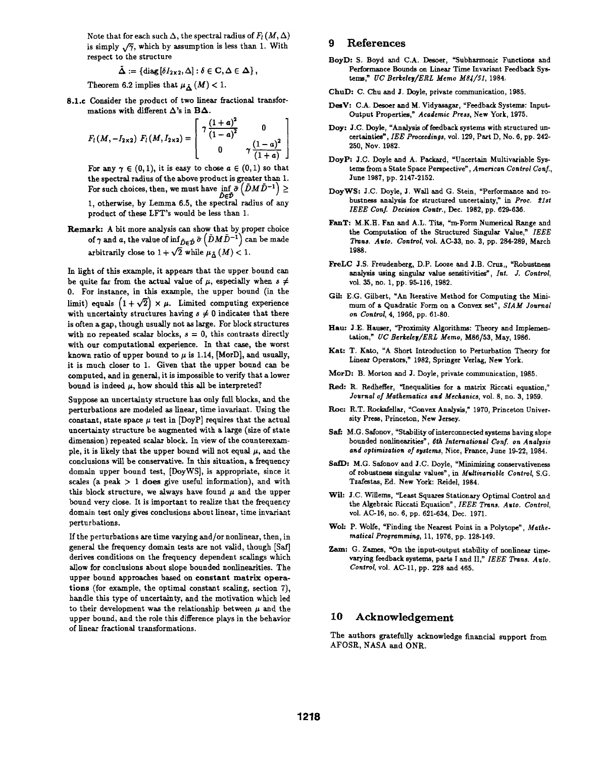Note that for each such $\Delta$, the spectral radius of $F_l(M, \Delta)$ is simply $\sqrt{\gamma}$, which by assumption is less than 1. With respect to the structure

$$\tilde{\Delta} := \{\text{diag}[\delta I_{2\times 2}, \Delta] : \delta \in \mathbf{C}, \Delta \in \Delta\},$$

Theorem 6.2 implies that $\mu_{\tilde{\Delta}}(M) < 1$.

**8.1.c** Consider the product of two linear fractional transformations with different $\Delta$'s in $\mathbf{B}\Delta$.

$$F_l(M, -I_{2\times 2})\ F_l(M, I_{2\times 2}) = \begin{bmatrix} \gamma \dfrac{(1+a)^2}{(1-a)^2} & 0 \\ 0 & \gamma \dfrac{(1-a)^2}{(1+a)} \end{bmatrix}$$

For any $\gamma \in (0,1)$, it is easy to chose $a \in (0,1)$ so that the spectral radius of the above product is greater than 1. For such choices, then, we must have $\inf_{\tilde{D} \in \tilde{\mathcal{D}}} \bar{\sigma}\left(\tilde{D} M \tilde{D}^{-1}\right) \geq 1$, otherwise, by Lemma 6.5, the spectral radius of any product of these LFT's would be less than 1.

**Remark:** A bit more analysis can show that by proper choice of $\gamma$ and $a$, the value of $\inf_{\tilde{D} \in \tilde{\mathcal{D}}} \bar{\sigma}\left(\tilde{D} M \tilde{D}^{-1}\right)$ can be made arbitrarily close to $1 + \sqrt{2}$ while $\mu_{\tilde{\Delta}}(M) < 1$.

In light of this example, it appears that the upper bound can be quite far from the actual value of $\mu$, especially when $s \neq 0$. For instance, in this example, the upper bound (in the limit) equals $\left(1 + \sqrt{2}\right) \times \mu$. Limited computing experience with uncertainty structures having $s \neq 0$ indicates that there is often a gap, though usually not as large. For block structures with no repeated scalar blocks, $s = 0$, this contrasts directly with our computational experience. In that case, the worst known ratio of upper bound to $\mu$ is 1.14, [MorD], and usually, it is much closer to 1. Given that the upper bound can be computed, and in general, it is impossible to verify that a lower bound is indeed $\mu$, how should this all be interpreted?

Suppose an uncertainty structure has only full blocks, and the perturbations are modeled as linear, time invariant. Using the constant, state space $\mu$ test in [DoyP] requires that the actual uncertainty structure be augmented with a large (size of state dimension) repeated scalar block. In view of the counterexample, it is likely that the upper bound will not equal $\mu$, and the conclusions will be conservative. In this situation, a frequency domain upper bound test, [DoyWS], is appropriate, since it scales (a peak $> 1$ **does** give useful information), and with this block structure, we always have found $\mu$ and the upper bound very close. It is important to realize that the frequency domain test only gives conclusions about linear, time invariant perturbations.

If the perturbations are time varying and/or nonlinear, then, in general the frequency domain tests are not valid, though [Saf] derives conditions on the frequency dependent scalings which allow for conclusions about slope bounded nonlinearities. The upper bound approaches based on **constant matrix operations** (for example, the optimal constant scaling, section 7), handle this type of uncertainty, and the motivation which led to their development was the relationship between $\mu$ and the upper bound, and the role this difference plays in the behavior of linear fractional transformations.

# 9 References

**BoyD:** S. Boyd and C.A. Desoer, "Subharmonic Functions and Performance Bounds on Linear Time Invariant Feedback Systems," *UC Berkeley/ERL Memo M84/51*, 1984.

**ChuD:** C. Chu and J. Doyle, private communication, 1985.

**DesV:** C.A. Desoer and M. Vidyasagar, "Feedback Systems: Input-Output Properties," *Academic Press*, New York, 1975.

**Doy:** J.C. Doyle, "Analysis of feedback systems with structured uncertainties", *IEE Proceedings*, vol. 129, Part D, No. 6, pp. 242-250, Nov. 1982.

**DoyP:** J.C. Doyle and A. Packard, "Uncertain Multivariable Systems from a State Space Perspective", *American Control Conf.*, June 1987, pp. 2147-2152.

**DoyWS:** J.C. Doyle, J. Wall and G. Stein, "Performance and robustness analysis for structured uncertainty," in *Proc. 21st IEEE Conf. Decision Contr.*, Dec. 1982, pp. 629-636.

**FanT:** M.K.H. Fan and A.L. Tits, "m-Form Numerical Range and the Computation of the Structured Singular Value," *IEEE Trans. Auto. Control*, vol. AC-33, no. 3, pp. 284-289, March 1988.

**FreLC** J.S. Freudenberg, D.P. Looze and J.B. Cruz,, "Robustness analysis using singular value sensitivities", *Int. J. Control*, vol. 35, no. 1, pp. 95-116, 1982.

**Gil:** E.G. Gilbert, "An Iterative Method for Computing the Minimum of a Quadratic Form on a Convex set", *SIAM Journal on Control*, 4, 1966, pp. 61-80.

**Hau:** J.E. Hauser, "Proximity Algorithms: Theory and Implementation," *UC Berkeley/ERL Memo*, M86/53, May, 1986.

**Kat:** T. Kato, "A Short Introduction to Perturbation Theory for Linear Operators," 1982, Springer Verlag, New York.

**MorD:** B. Morton and J. Doyle, private communication, 1985.

**Red:** R. Redheffer, "Inequalities for a matrix Riccati equation," *Journal of Mathematics and Mechanics*, vol. 8, no. 3, 1959.

**Roc:** R.T. Rockafellar, "Convex Analysis," 1970, Princeton University Press, Princeton, New Jersey.

**Saf:** M.G. Safonov, "Stability of interconnected systems having slope bounded nonlinearities", *6th International Conf. on Analysis and optimization of systems*, Nice, France, June 19-22, 1984.

**SafD:** M.G. Safonov and J.C. Doyle, "Minimizing conservativeness of robustness singular values", in *Multivariable Control*, S.G. Tzafestas, Ed. New York: Reidel, 1984.

**Wil:** J.C. Willems, "Least Squares Stationary Optimal Control and the Algebraic Riccati Equation", *IEEE Trans. Auto. Control*, vol. AC-16, no. 6, pp. 621-634, Dec. 1971.

**Wol:** P. Wolfe, "Finding the Nearest Point in a Polytope", *Mathematical Programming*, 11, 1976, pp. 128-149.

**Zam:** G. Zames, "On the input-output stability of nonlinear time-varying feedback systems, parts I and II," *IEEE Trans. Auto. Control*, vol. AC-11, pp. 228 and 465.

# 10 Acknowledgement

The authors gratefully acknowledge financial support from AFOSR, NASA and ONR.